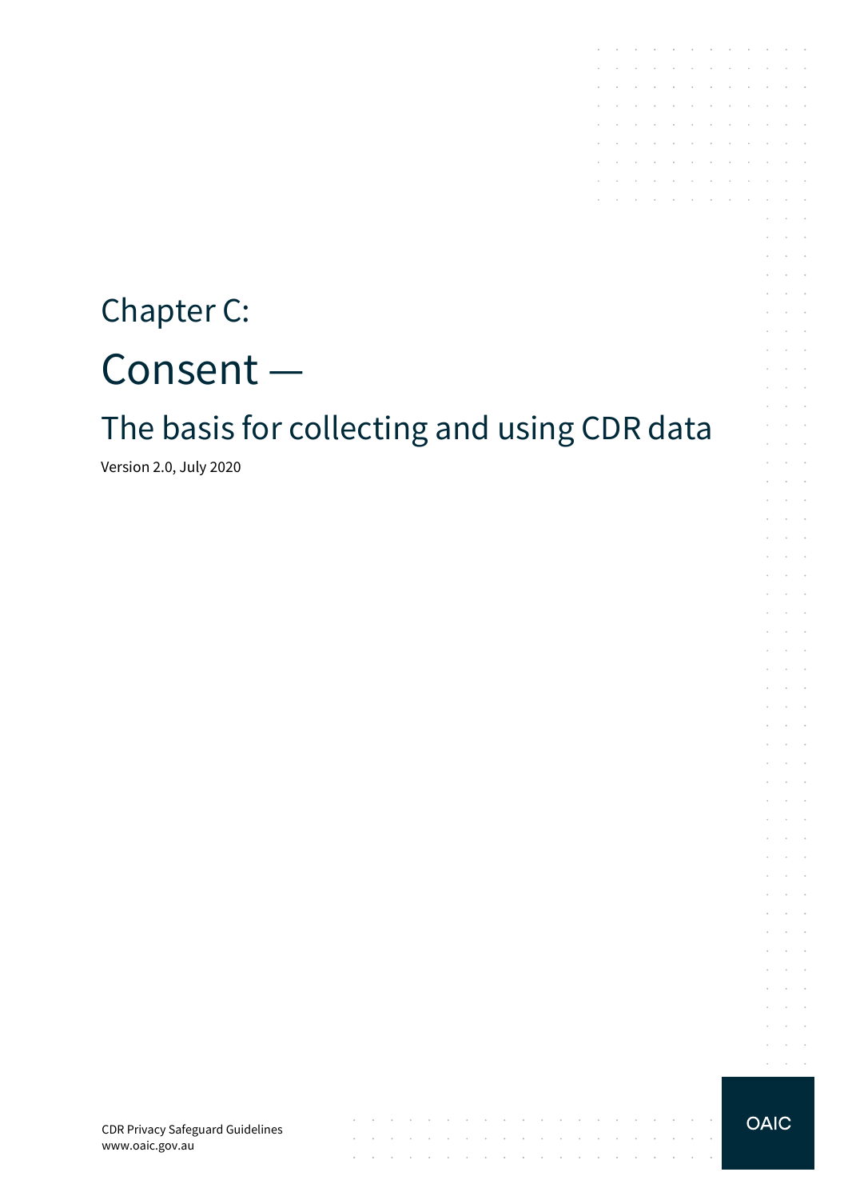# Chapter C:

# Consent —

## The basis for collecting and using CDR data

Version 2.0, July 2020

CDR Privacy Safeguard Guidelines
www.oaic.gov.au

OAIC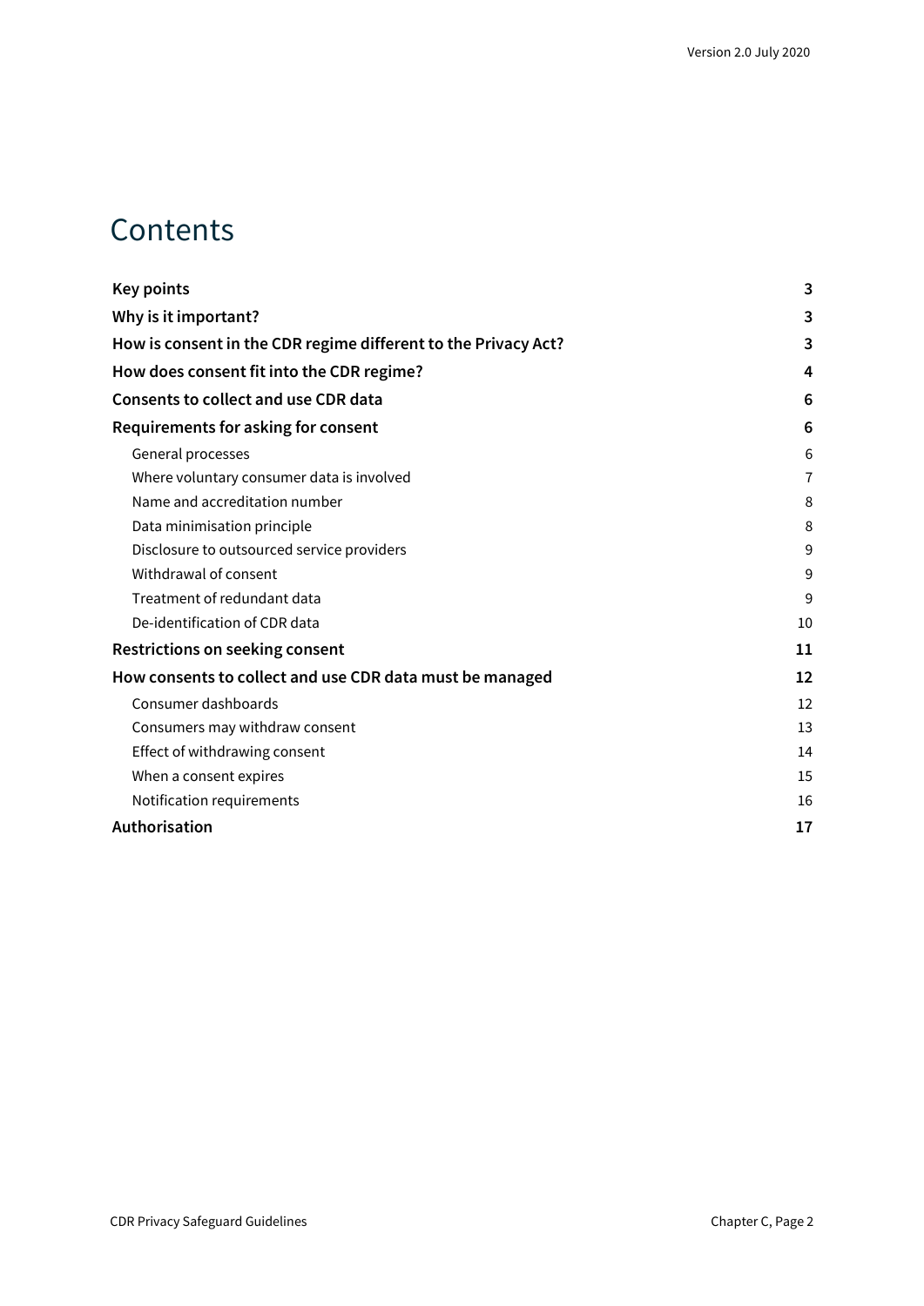# Contents

| | |
|---|---|
| **Key points** | **3** |
| **Why is it important?** | **3** |
| **How is consent in the CDR regime different to the Privacy Act?** | **3** |
| **How does consent fit into the CDR regime?** | **4** |
| **Consents to collect and use CDR data** | **6** |
| **Requirements for asking for consent** | **6** |
| General processes | 6 |
| Where voluntary consumer data is involved | 7 |
| Name and accreditation number | 8 |
| Data minimisation principle | 8 |
| Disclosure to outsourced service providers | 9 |
| Withdrawal of consent | 9 |
| Treatment of redundant data | 9 |
| De-identification of CDR data | 10 |
| **Restrictions on seeking consent** | **11** |
| **How consents to collect and use CDR data must be managed** | **12** |
| Consumer dashboards | 12 |
| Consumers may withdraw consent | 13 |
| Effect of withdrawing consent | 14 |
| When a consent expires | 15 |
| Notification requirements | 16 |
| **Authorisation** | **17** |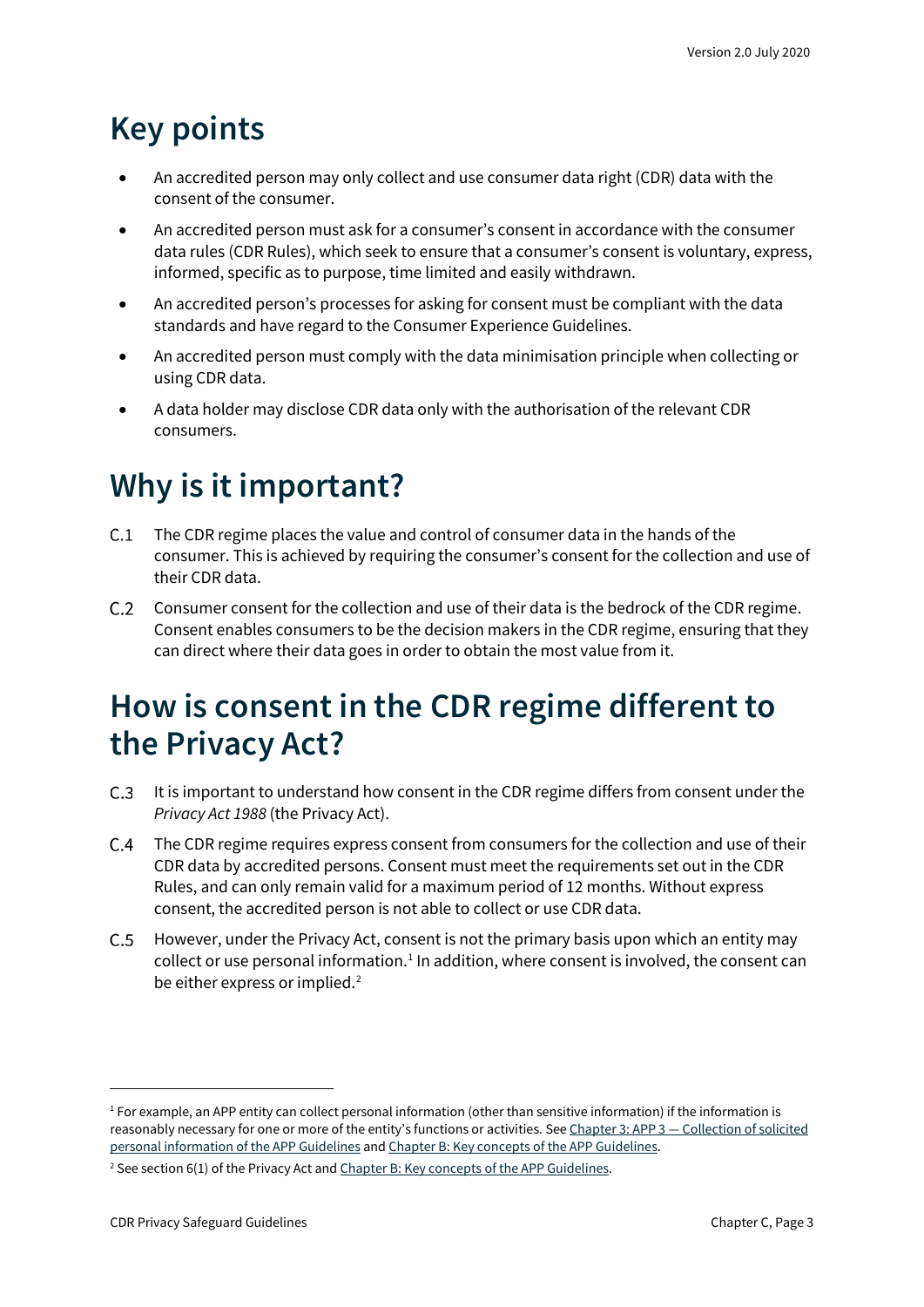# Key points

- An accredited person may only collect and use consumer data right (CDR) data with the consent of the consumer.
- An accredited person must ask for a consumer's consent in accordance with the consumer data rules (CDR Rules), which seek to ensure that a consumer's consent is voluntary, express, informed, specific as to purpose, time limited and easily withdrawn.
- An accredited person's processes for asking for consent must be compliant with the data standards and have regard to the Consumer Experience Guidelines.
- An accredited person must comply with the data minimisation principle when collecting or using CDR data.
- A data holder may disclose CDR data only with the authorisation of the relevant CDR consumers.

# Why is it important?

C.1 The CDR regime places the value and control of consumer data in the hands of the consumer. This is achieved by requiring the consumer's consent for the collection and use of their CDR data.

C.2 Consumer consent for the collection and use of their data is the bedrock of the CDR regime. Consent enables consumers to be the decision makers in the CDR regime, ensuring that they can direct where their data goes in order to obtain the most value from it.

# How is consent in the CDR regime different to the Privacy Act?

C.3 It is important to understand how consent in the CDR regime differs from consent under the *Privacy Act 1988* (the Privacy Act).

C.4 The CDR regime requires express consent from consumers for the collection and use of their CDR data by accredited persons. Consent must meet the requirements set out in the CDR Rules, and can only remain valid for a maximum period of 12 months. Without express consent, the accredited person is not able to collect or use CDR data.

C.5 However, under the Privacy Act, consent is not the primary basis upon which an entity may collect or use personal information.[1] In addition, where consent is involved, the consent can be either express or implied.[2]

---

[1] For example, an APP entity can collect personal information (other than sensitive information) if the information is reasonably necessary for one or more of the entity's functions or activities. See Chapter 3: APP 3 — Collection of solicited personal information of the APP Guidelines and Chapter B: Key concepts of the APP Guidelines.

[2] See section 6(1) of the Privacy Act and Chapter B: Key concepts of the APP Guidelines.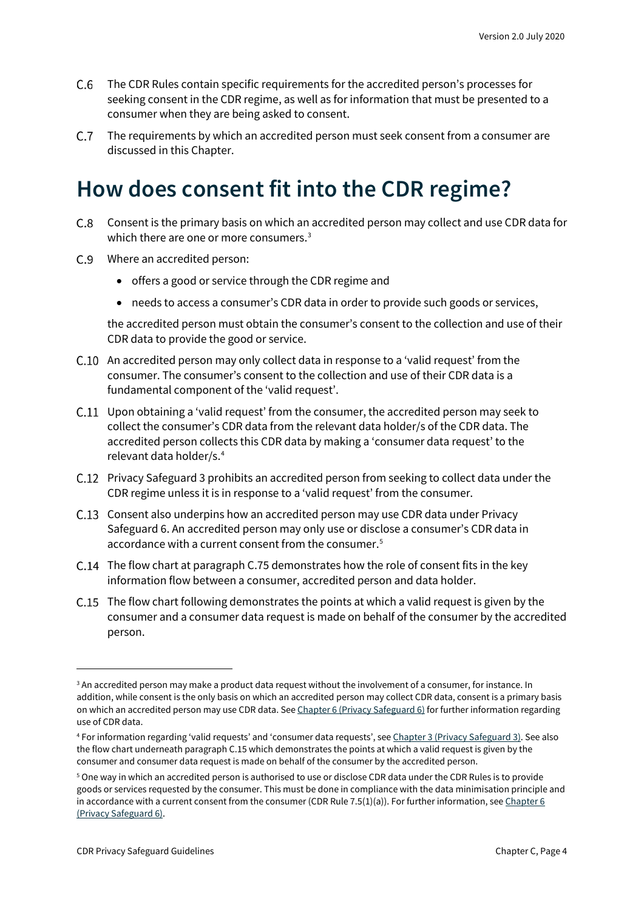C.6 The CDR Rules contain specific requirements for the accredited person's processes for seeking consent in the CDR regime, as well as for information that must be presented to a consumer when they are being asked to consent.

C.7 The requirements by which an accredited person must seek consent from a consumer are discussed in this Chapter.

# How does consent fit into the CDR regime?

C.8 Consent is the primary basis on which an accredited person may collect and use CDR data for which there are one or more consumers.[3]

C.9 Where an accredited person:

- offers a good or service through the CDR regime and
- needs to access a consumer's CDR data in order to provide such goods or services,

the accredited person must obtain the consumer's consent to the collection and use of their CDR data to provide the good or service.

C.10 An accredited person may only collect data in response to a 'valid request' from the consumer. The consumer's consent to the collection and use of their CDR data is a fundamental component of the 'valid request'.

C.11 Upon obtaining a 'valid request' from the consumer, the accredited person may seek to collect the consumer's CDR data from the relevant data holder/s of the CDR data. The accredited person collects this CDR data by making a 'consumer data request' to the relevant data holder/s.[4]

C.12 Privacy Safeguard 3 prohibits an accredited person from seeking to collect data under the CDR regime unless it is in response to a 'valid request' from the consumer.

C.13 Consent also underpins how an accredited person may use CDR data under Privacy Safeguard 6. An accredited person may only use or disclose a consumer's CDR data in accordance with a current consent from the consumer.[5]

C.14 The flow chart at paragraph C.75 demonstrates how the role of consent fits in the key information flow between a consumer, accredited person and data holder.

C.15 The flow chart following demonstrates the points at which a valid request is given by the consumer and a consumer data request is made on behalf of the consumer by the accredited person.

---

[3] An accredited person may make a product data request without the involvement of a consumer, for instance. In addition, while consent is the only basis on which an accredited person may collect CDR data, consent is a primary basis on which an accredited person may use CDR data. See Chapter 6 (Privacy Safeguard 6) for further information regarding use of CDR data.

[4] For information regarding 'valid requests' and 'consumer data requests', see Chapter 3 (Privacy Safeguard 3). See also the flow chart underneath paragraph C.15 which demonstrates the points at which a valid request is given by the consumer and consumer data request is made on behalf of the consumer by the accredited person.

[5] One way in which an accredited person is authorised to use or disclose CDR data under the CDR Rules is to provide goods or services requested by the consumer. This must be done in compliance with the data minimisation principle and in accordance with a current consent from the consumer (CDR Rule 7.5(1)(a)). For further information, see Chapter 6 (Privacy Safeguard 6).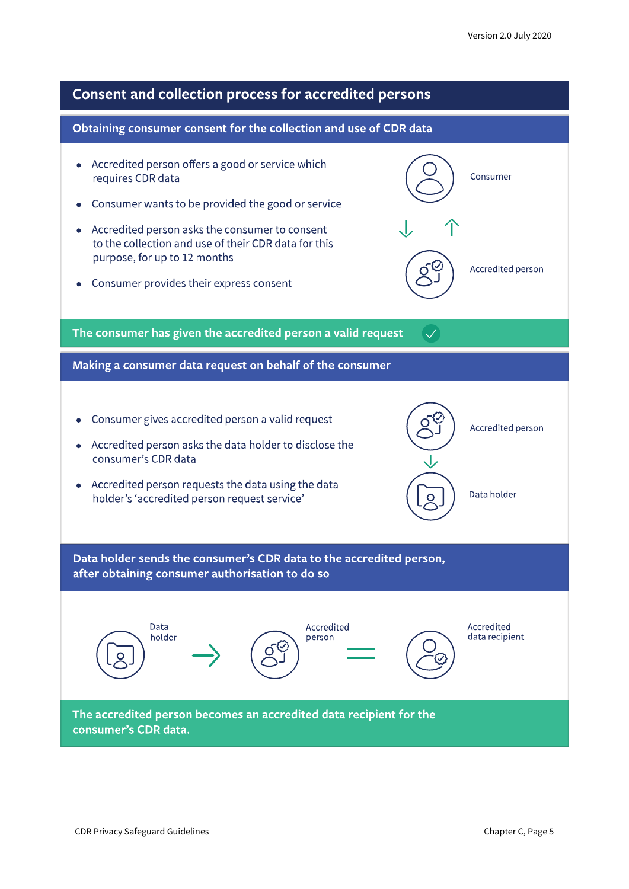## Consent and collection process for accredited persons

### Obtaining consumer consent for the collection and use of CDR data

- Accredited person offers a good or service which requires CDR data
- Consumer wants to be provided the good or service
- Accredited person asks the consumer to consent to the collection and use of their CDR data for this purpose, for up to 12 months
- Consumer provides their express consent

Consumer

Accredited person

**The consumer has given the accredited person a valid request**

### Making a consumer data request on behalf of the consumer

- Consumer gives accredited person a valid request
- Accredited person asks the data holder to disclose the consumer's CDR data
- Accredited person requests the data using the data holder's 'accredited person request service'

Accredited person

Data holder

### Data holder sends the consumer's CDR data to the accredited person, after obtaining consumer authorisation to do so

Data holder → Accredited person = Accredited data recipient

**The accredited person becomes an accredited data recipient for the consumer's CDR data.**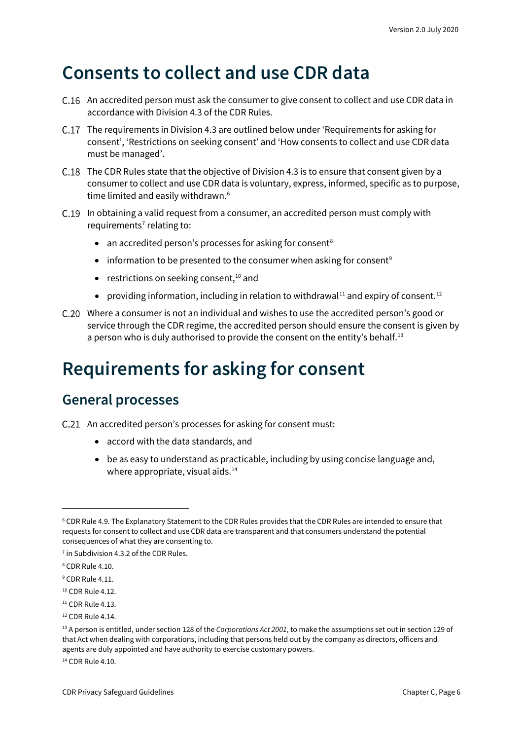# Consents to collect and use CDR data

C.16 An accredited person must ask the consumer to give consent to collect and use CDR data in accordance with Division 4.3 of the CDR Rules.

C.17 The requirements in Division 4.3 are outlined below under 'Requirements for asking for consent', 'Restrictions on seeking consent' and 'How consents to collect and use CDR data must be managed'.

C.18 The CDR Rules state that the objective of Division 4.3 is to ensure that consent given by a consumer to collect and use CDR data is voluntary, express, informed, specific as to purpose, time limited and easily withdrawn.[6]

C.19 In obtaining a valid request from a consumer, an accredited person must comply with requirements[7] relating to:

- an accredited person's processes for asking for consent[8]
- information to be presented to the consumer when asking for consent[9]
- restrictions on seeking consent,[10] and
- providing information, including in relation to withdrawal[11] and expiry of consent.[12]

C.20 Where a consumer is not an individual and wishes to use the accredited person's good or service through the CDR regime, the accredited person should ensure the consent is given by a person who is duly authorised to provide the consent on the entity's behalf.[13]

# Requirements for asking for consent

## General processes

C.21 An accredited person's processes for asking for consent must:

- accord with the data standards, and
- be as easy to understand as practicable, including by using concise language and, where appropriate, visual aids.[14]

---

[6] CDR Rule 4.9. The Explanatory Statement to the CDR Rules provides that the CDR Rules are intended to ensure that requests for consent to collect and use CDR data are transparent and that consumers understand the potential consequences of what they are consenting to.

[7] in Subdivision 4.3.2 of the CDR Rules.

[8] CDR Rule 4.10.

[9] CDR Rule 4.11.

[10] CDR Rule 4.12.

[11] CDR Rule 4.13.

[12] CDR Rule 4.14.

[13] A person is entitled, under section 128 of the *Corporations Act 2001*, to make the assumptions set out in section 129 of that Act when dealing with corporations, including that persons held out by the company as directors, officers and agents are duly appointed and have authority to exercise customary powers.

[14] CDR Rule 4.10.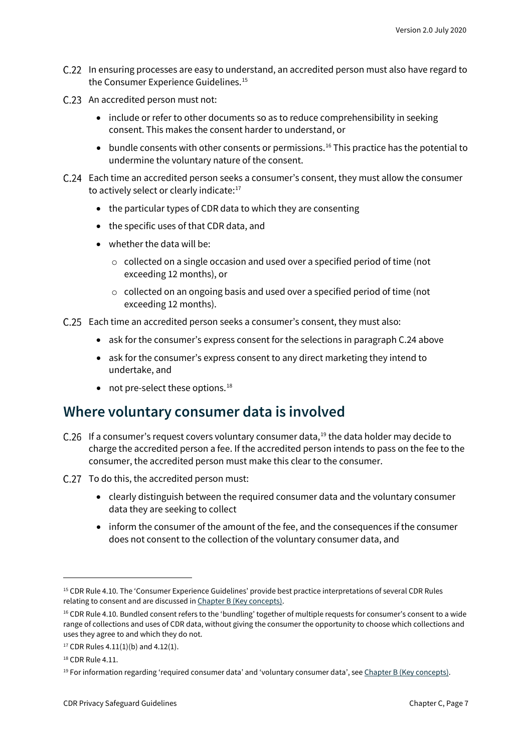C.22 In ensuring processes are easy to understand, an accredited person must also have regard to the Consumer Experience Guidelines.[15]

C.23 An accredited person must not:

- include or refer to other documents so as to reduce comprehensibility in seeking consent. This makes the consent harder to understand, or
- bundle consents with other consents or permissions.[16] This practice has the potential to undermine the voluntary nature of the consent.

C.24 Each time an accredited person seeks a consumer's consent, they must allow the consumer to actively select or clearly indicate:[17]

- the particular types of CDR data to which they are consenting
- the specific uses of that CDR data, and
- whether the data will be:
  - collected on a single occasion and used over a specified period of time (not exceeding 12 months), or
  - collected on an ongoing basis and used over a specified period of time (not exceeding 12 months).

C.25 Each time an accredited person seeks a consumer's consent, they must also:

- ask for the consumer's express consent for the selections in paragraph C.24 above
- ask for the consumer's express consent to any direct marketing they intend to undertake, and
- not pre-select these options.[18]

## Where voluntary consumer data is involved

C.26 If a consumer's request covers voluntary consumer data,[19] the data holder may decide to charge the accredited person a fee. If the accredited person intends to pass on the fee to the consumer, the accredited person must make this clear to the consumer.

C.27 To do this, the accredited person must:

- clearly distinguish between the required consumer data and the voluntary consumer data they are seeking to collect
- inform the consumer of the amount of the fee, and the consequences if the consumer does not consent to the collection of the voluntary consumer data, and

---

[15] CDR Rule 4.10. The 'Consumer Experience Guidelines' provide best practice interpretations of several CDR Rules relating to consent and are discussed in Chapter B (Key concepts).

[16] CDR Rule 4.10. Bundled consent refers to the 'bundling' together of multiple requests for consumer's consent to a wide range of collections and uses of CDR data, without giving the consumer the opportunity to choose which collections and uses they agree to and which they do not.

[17] CDR Rules 4.11(1)(b) and 4.12(1).

[18] CDR Rule 4.11.

[19] For information regarding 'required consumer data' and 'voluntary consumer data', see Chapter B (Key concepts).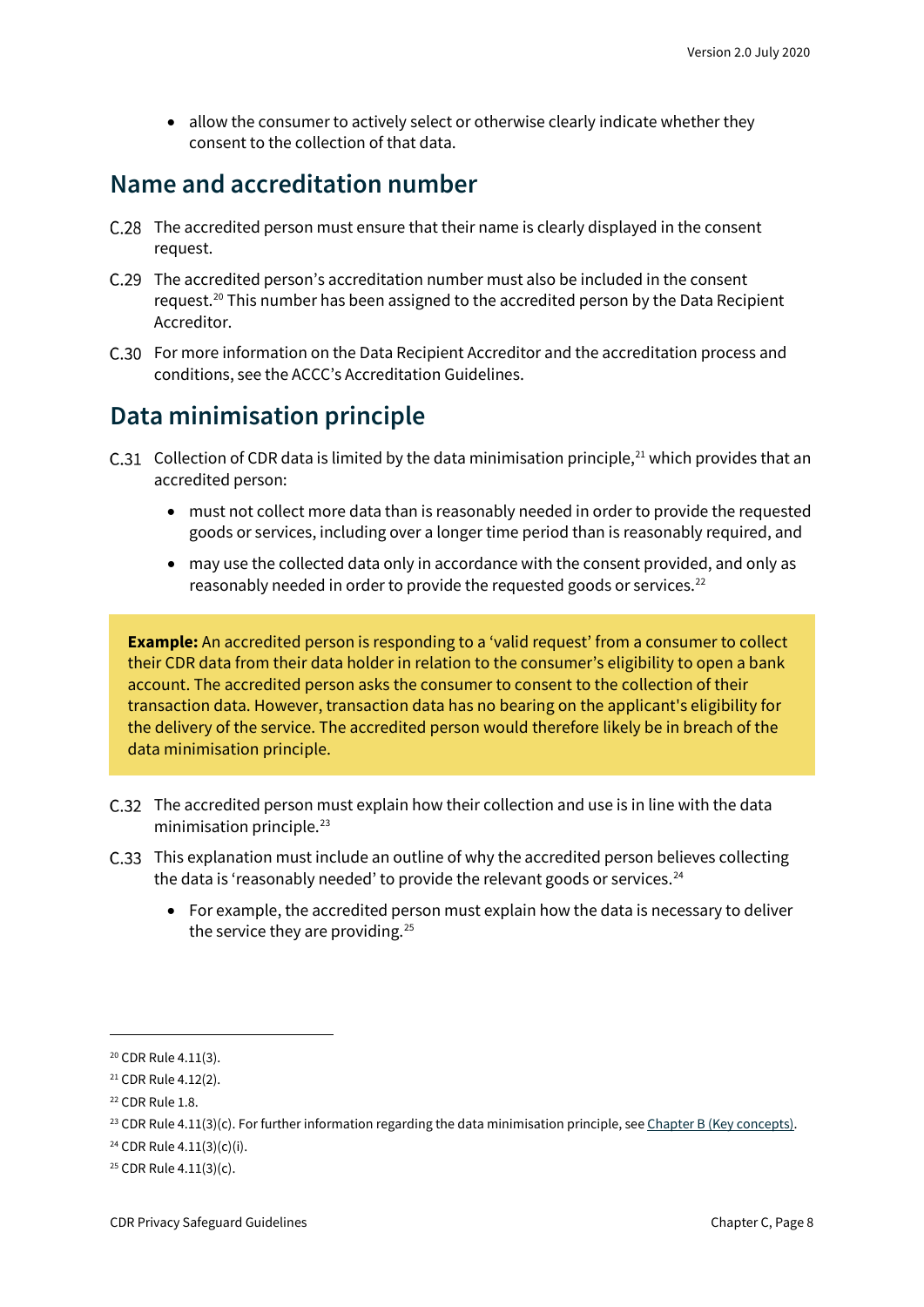- allow the consumer to actively select or otherwise clearly indicate whether they consent to the collection of that data.

## Name and accreditation number

C.28 The accredited person must ensure that their name is clearly displayed in the consent request.

C.29 The accredited person's accreditation number must also be included in the consent request.[20] This number has been assigned to the accredited person by the Data Recipient Accreditor.

C.30 For more information on the Data Recipient Accreditor and the accreditation process and conditions, see the ACCC's Accreditation Guidelines.

## Data minimisation principle

C.31 Collection of CDR data is limited by the data minimisation principle,[21] which provides that an accredited person:

- must not collect more data than is reasonably needed in order to provide the requested goods or services, including over a longer time period than is reasonably required, and
- may use the collected data only in accordance with the consent provided, and only as reasonably needed in order to provide the requested goods or services.[22]

> **Example:** An accredited person is responding to a 'valid request' from a consumer to collect their CDR data from their data holder in relation to the consumer's eligibility to open a bank account. The accredited person asks the consumer to consent to the collection of their transaction data. However, transaction data has no bearing on the applicant's eligibility for the delivery of the service. The accredited person would therefore likely be in breach of the data minimisation principle.

C.32 The accredited person must explain how their collection and use is in line with the data minimisation principle.[23]

C.33 This explanation must include an outline of why the accredited person believes collecting the data is 'reasonably needed' to provide the relevant goods or services.[24]

- For example, the accredited person must explain how the data is necessary to deliver the service they are providing.[25]

---

[20] CDR Rule 4.11(3).

[21] CDR Rule 4.12(2).

[22] CDR Rule 1.8.

[23] CDR Rule 4.11(3)(c). For further information regarding the data minimisation principle, see Chapter B (Key concepts).

[24] CDR Rule 4.11(3)(c)(i).

[25] CDR Rule 4.11(3)(c).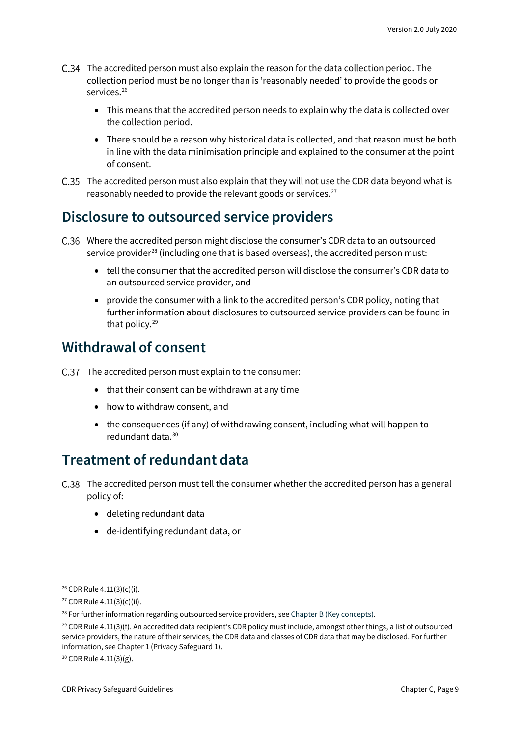C.34 The accredited person must also explain the reason for the data collection period. The collection period must be no longer than is 'reasonably needed' to provide the goods or services.[26]

- This means that the accredited person needs to explain why the data is collected over the collection period.
- There should be a reason why historical data is collected, and that reason must be both in line with the data minimisation principle and explained to the consumer at the point of consent.

C.35 The accredited person must also explain that they will not use the CDR data beyond what is reasonably needed to provide the relevant goods or services.[27]

## Disclosure to outsourced service providers

C.36 Where the accredited person might disclose the consumer's CDR data to an outsourced service provider[28] (including one that is based overseas), the accredited person must:

- tell the consumer that the accredited person will disclose the consumer's CDR data to an outsourced service provider, and
- provide the consumer with a link to the accredited person's CDR policy, noting that further information about disclosures to outsourced service providers can be found in that policy.[29]

## Withdrawal of consent

C.37 The accredited person must explain to the consumer:

- that their consent can be withdrawn at any time
- how to withdraw consent, and
- the consequences (if any) of withdrawing consent, including what will happen to redundant data.[30]

## Treatment of redundant data

C.38 The accredited person must tell the consumer whether the accredited person has a general policy of:

- deleting redundant data
- de-identifying redundant data, or

---

[26] CDR Rule 4.11(3)(c)(i).

[27] CDR Rule 4.11(3)(c)(ii).

[28] For further information regarding outsourced service providers, see Chapter B (Key concepts).

[29] CDR Rule 4.11(3)(f). An accredited data recipient's CDR policy must include, amongst other things, a list of outsourced service providers, the nature of their services, the CDR data and classes of CDR data that may be disclosed. For further information, see Chapter 1 (Privacy Safeguard 1).

[30] CDR Rule 4.11(3)(g).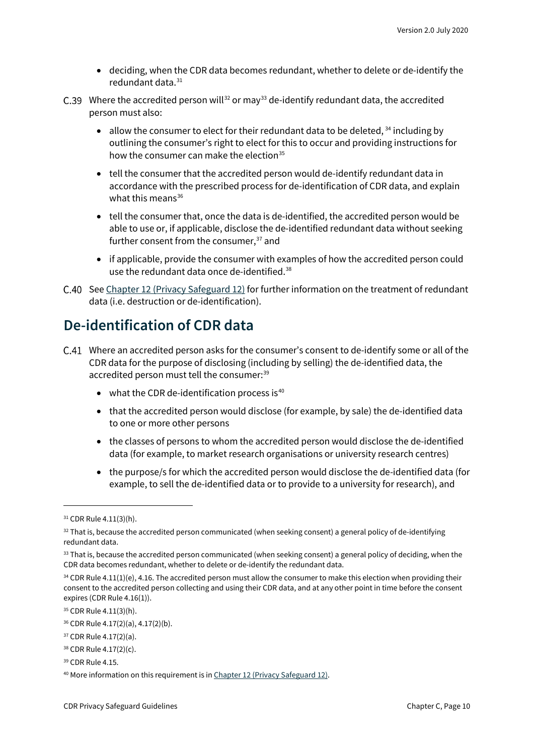- deciding, when the CDR data becomes redundant, whether to delete or de-identify the redundant data.[31]

C.39 Where the accredited person will[32] or may[33] de-identify redundant data, the accredited person must also:

- allow the consumer to elect for their redundant data to be deleted,[34] including by outlining the consumer's right to elect for this to occur and providing instructions for how the consumer can make the election[35]
- tell the consumer that the accredited person would de-identify redundant data in accordance with the prescribed process for de-identification of CDR data, and explain what this means[36]
- tell the consumer that, once the data is de-identified, the accredited person would be able to use or, if applicable, disclose the de-identified redundant data without seeking further consent from the consumer,[37] and
- if applicable, provide the consumer with examples of how the accredited person could use the redundant data once de-identified.[38]

C.40 See [Chapter 12 (Privacy Safeguard 12)] for further information on the treatment of redundant data (i.e. destruction or de-identification).

## De-identification of CDR data

C.41 Where an accredited person asks for the consumer's consent to de-identify some or all of the CDR data for the purpose of disclosing (including by selling) the de-identified data, the accredited person must tell the consumer:[39]

- what the CDR de-identification process is[40]
- that the accredited person would disclose (for example, by sale) the de-identified data to one or more other persons
- the classes of persons to whom the accredited person would disclose the de-identified data (for example, to market research organisations or university research centres)
- the purpose/s for which the accredited person would disclose the de-identified data (for example, to sell the de-identified data or to provide to a university for research), and

---

[31] CDR Rule 4.11(3)(h).

[32] That is, because the accredited person communicated (when seeking consent) a general policy of de-identifying redundant data.

[33] That is, because the accredited person communicated (when seeking consent) a general policy of deciding, when the CDR data becomes redundant, whether to delete or de-identify the redundant data.

[34] CDR Rule 4.11(1)(e), 4.16. The accredited person must allow the consumer to make this election when providing their consent to the accredited person collecting and using their CDR data, and at any other point in time before the consent expires (CDR Rule 4.16(1)).

[35] CDR Rule 4.11(3)(h).

[36] CDR Rule 4.17(2)(a), 4.17(2)(b).

[37] CDR Rule 4.17(2)(a).

[38] CDR Rule 4.17(2)(c).

[39] CDR Rule 4.15.

[40] More information on this requirement is in [Chapter 12 (Privacy Safeguard 12)].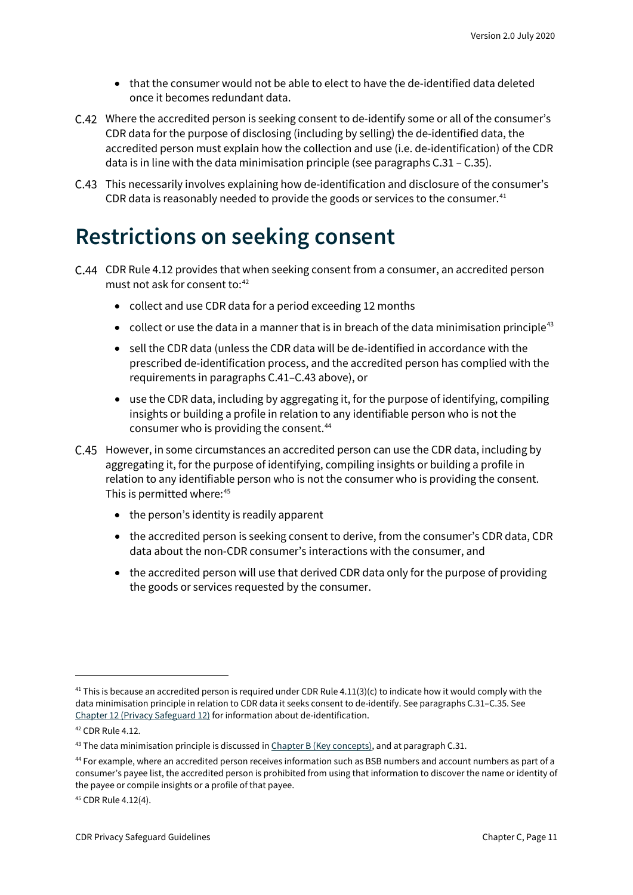- that the consumer would not be able to elect to have the de-identified data deleted once it becomes redundant data.

C.42 Where the accredited person is seeking consent to de-identify some or all of the consumer's CDR data for the purpose of disclosing (including by selling) the de-identified data, the accredited person must explain how the collection and use (i.e. de-identification) of the CDR data is in line with the data minimisation principle (see paragraphs C.31 – C.35).

C.43 This necessarily involves explaining how de-identification and disclosure of the consumer's CDR data is reasonably needed to provide the goods or services to the consumer.[41]

# Restrictions on seeking consent

C.44 CDR Rule 4.12 provides that when seeking consent from a consumer, an accredited person must not ask for consent to:[42]

- collect and use CDR data for a period exceeding 12 months
- collect or use the data in a manner that is in breach of the data minimisation principle[43]
- sell the CDR data (unless the CDR data will be de-identified in accordance with the prescribed de-identification process, and the accredited person has complied with the requirements in paragraphs C.41–C.43 above), or
- use the CDR data, including by aggregating it, for the purpose of identifying, compiling insights or building a profile in relation to any identifiable person who is not the consumer who is providing the consent.[44]

C.45 However, in some circumstances an accredited person can use the CDR data, including by aggregating it, for the purpose of identifying, compiling insights or building a profile in relation to any identifiable person who is not the consumer who is providing the consent. This is permitted where:[45]

- the person's identity is readily apparent
- the accredited person is seeking consent to derive, from the consumer's CDR data, CDR data about the non-CDR consumer's interactions with the consumer, and
- the accredited person will use that derived CDR data only for the purpose of providing the goods or services requested by the consumer.

---

[41] This is because an accredited person is required under CDR Rule 4.11(3)(c) to indicate how it would comply with the data minimisation principle in relation to CDR data it seeks consent to de-identify. See paragraphs C.31–C.35. See Chapter 12 (Privacy Safeguard 12) for information about de-identification.

[42] CDR Rule 4.12.

[43] The data minimisation principle is discussed in Chapter B (Key concepts), and at paragraph C.31.

[44] For example, where an accredited person receives information such as BSB numbers and account numbers as part of a consumer's payee list, the accredited person is prohibited from using that information to discover the name or identity of the payee or compile insights or a profile of that payee.

[45] CDR Rule 4.12(4).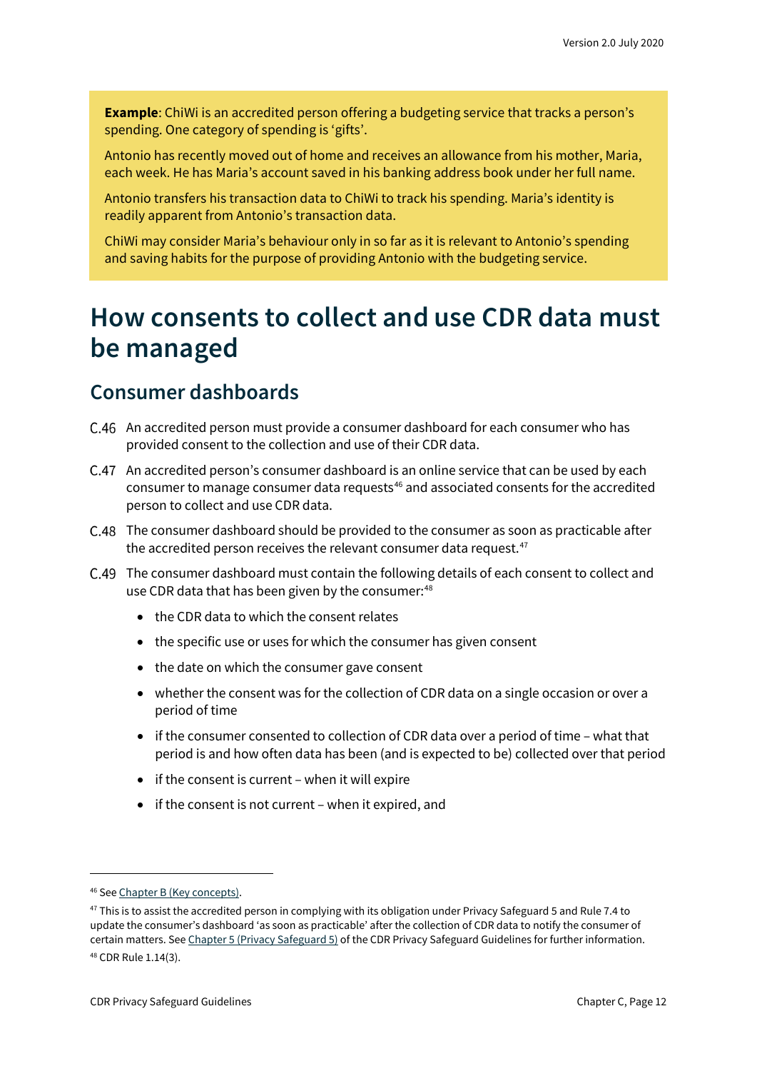**Example**: ChiWi is an accredited person offering a budgeting service that tracks a person's spending. One category of spending is 'gifts'.

Antonio has recently moved out of home and receives an allowance from his mother, Maria, each week. He has Maria's account saved in his banking address book under her full name.

Antonio transfers his transaction data to ChiWi to track his spending. Maria's identity is readily apparent from Antonio's transaction data.

ChiWi may consider Maria's behaviour only in so far as it is relevant to Antonio's spending and saving habits for the purpose of providing Antonio with the budgeting service.

# How consents to collect and use CDR data must be managed

## Consumer dashboards

C.46 An accredited person must provide a consumer dashboard for each consumer who has provided consent to the collection and use of their CDR data.

C.47 An accredited person's consumer dashboard is an online service that can be used by each consumer to manage consumer data requests[46] and associated consents for the accredited person to collect and use CDR data.

C.48 The consumer dashboard should be provided to the consumer as soon as practicable after the accredited person receives the relevant consumer data request.[47]

C.49 The consumer dashboard must contain the following details of each consent to collect and use CDR data that has been given by the consumer:[48]

- the CDR data to which the consent relates
- the specific use or uses for which the consumer has given consent
- the date on which the consumer gave consent
- whether the consent was for the collection of CDR data on a single occasion or over a period of time
- if the consumer consented to collection of CDR data over a period of time – what that period is and how often data has been (and is expected to be) collected over that period
- if the consent is current – when it will expire
- if the consent is not current – when it expired, and

---

[46] See Chapter B (Key concepts).

[47] This is to assist the accredited person in complying with its obligation under Privacy Safeguard 5 and Rule 7.4 to update the consumer's dashboard 'as soon as practicable' after the collection of CDR data to notify the consumer of certain matters. See Chapter 5 (Privacy Safeguard 5) of the CDR Privacy Safeguard Guidelines for further information.

[48] CDR Rule 1.14(3).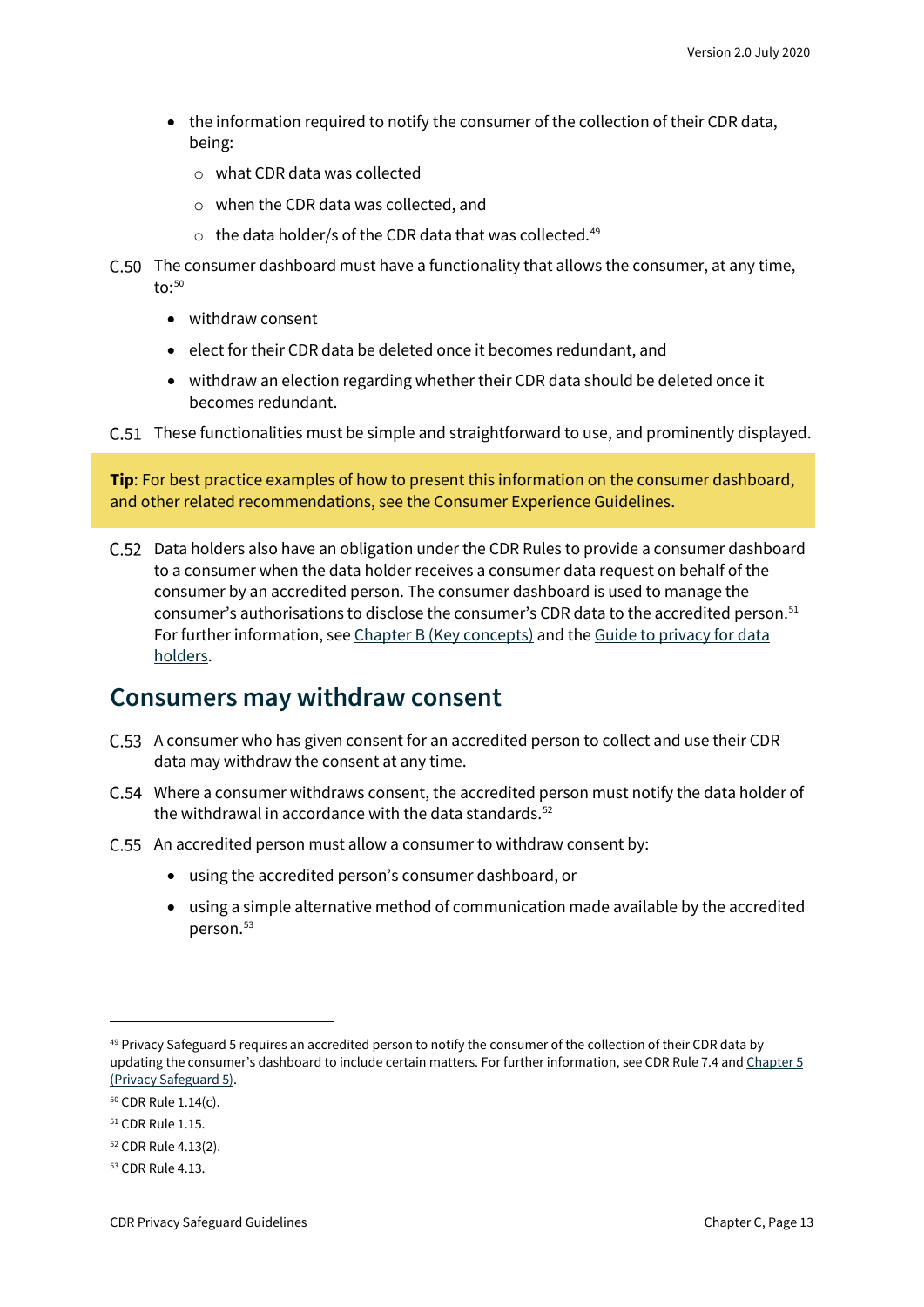- the information required to notify the consumer of the collection of their CDR data, being:
  - what CDR data was collected
  - when the CDR data was collected, and
  - the data holder/s of the CDR data that was collected.[49]

C.50 The consumer dashboard must have a functionality that allows the consumer, at any time, to:[50]

- withdraw consent
- elect for their CDR data be deleted once it becomes redundant, and
- withdraw an election regarding whether their CDR data should be deleted once it becomes redundant.

C.51 These functionalities must be simple and straightforward to use, and prominently displayed.

> **Tip**: For best practice examples of how to present this information on the consumer dashboard, and other related recommendations, see the Consumer Experience Guidelines.

C.52 Data holders also have an obligation under the CDR Rules to provide a consumer dashboard to a consumer when the data holder receives a consumer data request on behalf of the consumer by an accredited person. The consumer dashboard is used to manage the consumer's authorisations to disclose the consumer's CDR data to the accredited person.[51] For further information, see Chapter B (Key concepts) and the Guide to privacy for data holders.

## Consumers may withdraw consent

C.53 A consumer who has given consent for an accredited person to collect and use their CDR data may withdraw the consent at any time.

C.54 Where a consumer withdraws consent, the accredited person must notify the data holder of the withdrawal in accordance with the data standards.[52]

C.55 An accredited person must allow a consumer to withdraw consent by:

- using the accredited person's consumer dashboard, or
- using a simple alternative method of communication made available by the accredited person.[53]

---

[49] Privacy Safeguard 5 requires an accredited person to notify the consumer of the collection of their CDR data by updating the consumer's dashboard to include certain matters. For further information, see CDR Rule 7.4 and Chapter 5 (Privacy Safeguard 5).

[50] CDR Rule 1.14(c).

[51] CDR Rule 1.15.

[52] CDR Rule 4.13(2).

[53] CDR Rule 4.13.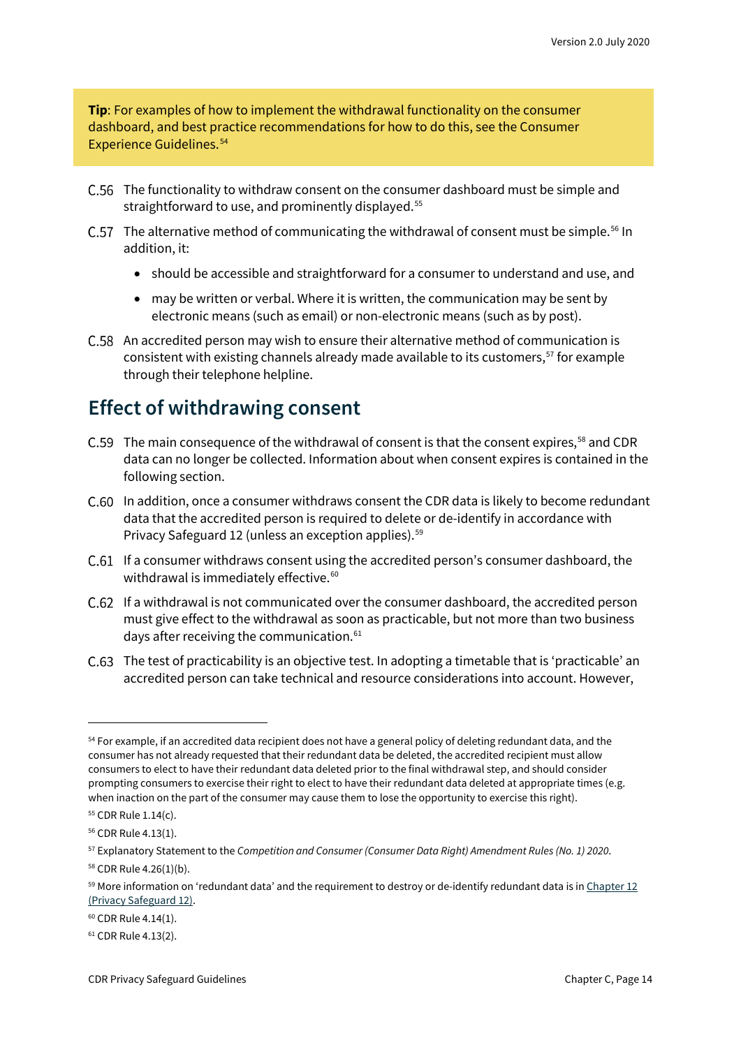**Tip**: For examples of how to implement the withdrawal functionality on the consumer dashboard, and best practice recommendations for how to do this, see the Consumer Experience Guidelines.[54]

C.56 The functionality to withdraw consent on the consumer dashboard must be simple and straightforward to use, and prominently displayed.[55]

C.57 The alternative method of communicating the withdrawal of consent must be simple.[56] In addition, it:

- should be accessible and straightforward for a consumer to understand and use, and
- may be written or verbal. Where it is written, the communication may be sent by electronic means (such as email) or non-electronic means (such as by post).

C.58 An accredited person may wish to ensure their alternative method of communication is consistent with existing channels already made available to its customers,[57] for example through their telephone helpline.

## Effect of withdrawing consent

C.59 The main consequence of the withdrawal of consent is that the consent expires,[58] and CDR data can no longer be collected. Information about when consent expires is contained in the following section.

C.60 In addition, once a consumer withdraws consent the CDR data is likely to become redundant data that the accredited person is required to delete or de-identify in accordance with Privacy Safeguard 12 (unless an exception applies).[59]

C.61 If a consumer withdraws consent using the accredited person's consumer dashboard, the withdrawal is immediately effective.[60]

C.62 If a withdrawal is not communicated over the consumer dashboard, the accredited person must give effect to the withdrawal as soon as practicable, but not more than two business days after receiving the communication.[61]

C.63 The test of practicability is an objective test. In adopting a timetable that is 'practicable' an accredited person can take technical and resource considerations into account. However,

---

[54] For example, if an accredited data recipient does not have a general policy of deleting redundant data, and the consumer has not already requested that their redundant data be deleted, the accredited recipient must allow consumers to elect to have their redundant data deleted prior to the final withdrawal step, and should consider prompting consumers to exercise their right to elect to have their redundant data deleted at appropriate times (e.g. when inaction on the part of the consumer may cause them to lose the opportunity to exercise this right).

[55] CDR Rule 1.14(c).

[56] CDR Rule 4.13(1).

[57] Explanatory Statement to the *Competition and Consumer (Consumer Data Right) Amendment Rules (No. 1) 2020*.

[58] CDR Rule 4.26(1)(b).

[59] More information on 'redundant data' and the requirement to destroy or de-identify redundant data is in Chapter 12 (Privacy Safeguard 12).

[60] CDR Rule 4.14(1).

[61] CDR Rule 4.13(2).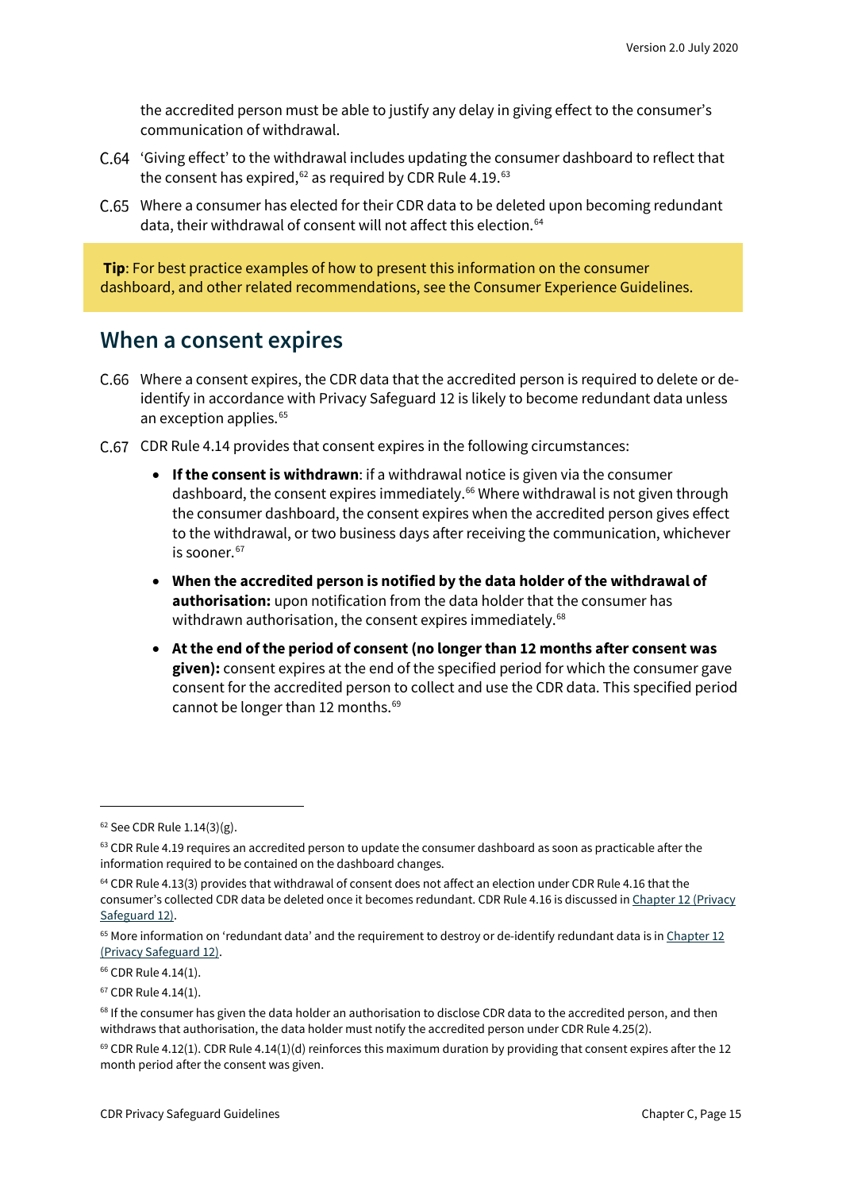the accredited person must be able to justify any delay in giving effect to the consumer's communication of withdrawal.

C.64 'Giving effect' to the withdrawal includes updating the consumer dashboard to reflect that the consent has expired,[62] as required by CDR Rule 4.19.[63]

C.65 Where a consumer has elected for their CDR data to be deleted upon becoming redundant data, their withdrawal of consent will not affect this election.[64]

> **Tip**: For best practice examples of how to present this information on the consumer dashboard, and other related recommendations, see the Consumer Experience Guidelines.

## When a consent expires

C.66 Where a consent expires, the CDR data that the accredited person is required to delete or de-identify in accordance with Privacy Safeguard 12 is likely to become redundant data unless an exception applies.[65]

C.67 CDR Rule 4.14 provides that consent expires in the following circumstances:

- **If the consent is withdrawn**: if a withdrawal notice is given via the consumer dashboard, the consent expires immediately.[66] Where withdrawal is not given through the consumer dashboard, the consent expires when the accredited person gives effect to the withdrawal, or two business days after receiving the communication, whichever is sooner.[67]
- **When the accredited person is notified by the data holder of the withdrawal of authorisation:** upon notification from the data holder that the consumer has withdrawn authorisation, the consent expires immediately.[68]
- **At the end of the period of consent (no longer than 12 months after consent was given):** consent expires at the end of the specified period for which the consumer gave consent for the accredited person to collect and use the CDR data. This specified period cannot be longer than 12 months.[69]

---

[62] See CDR Rule 1.14(3)(g).

[63] CDR Rule 4.19 requires an accredited person to update the consumer dashboard as soon as practicable after the information required to be contained on the dashboard changes.

[64] CDR Rule 4.13(3) provides that withdrawal of consent does not affect an election under CDR Rule 4.16 that the consumer's collected CDR data be deleted once it becomes redundant. CDR Rule 4.16 is discussed in Chapter 12 (Privacy Safeguard 12).

[65] More information on 'redundant data' and the requirement to destroy or de-identify redundant data is in Chapter 12 (Privacy Safeguard 12).

[66] CDR Rule 4.14(1).

[67] CDR Rule 4.14(1).

[68] If the consumer has given the data holder an authorisation to disclose CDR data to the accredited person, and then withdraws that authorisation, the data holder must notify the accredited person under CDR Rule 4.25(2).

[69] CDR Rule 4.12(1). CDR Rule 4.14(1)(d) reinforces this maximum duration by providing that consent expires after the 12 month period after the consent was given.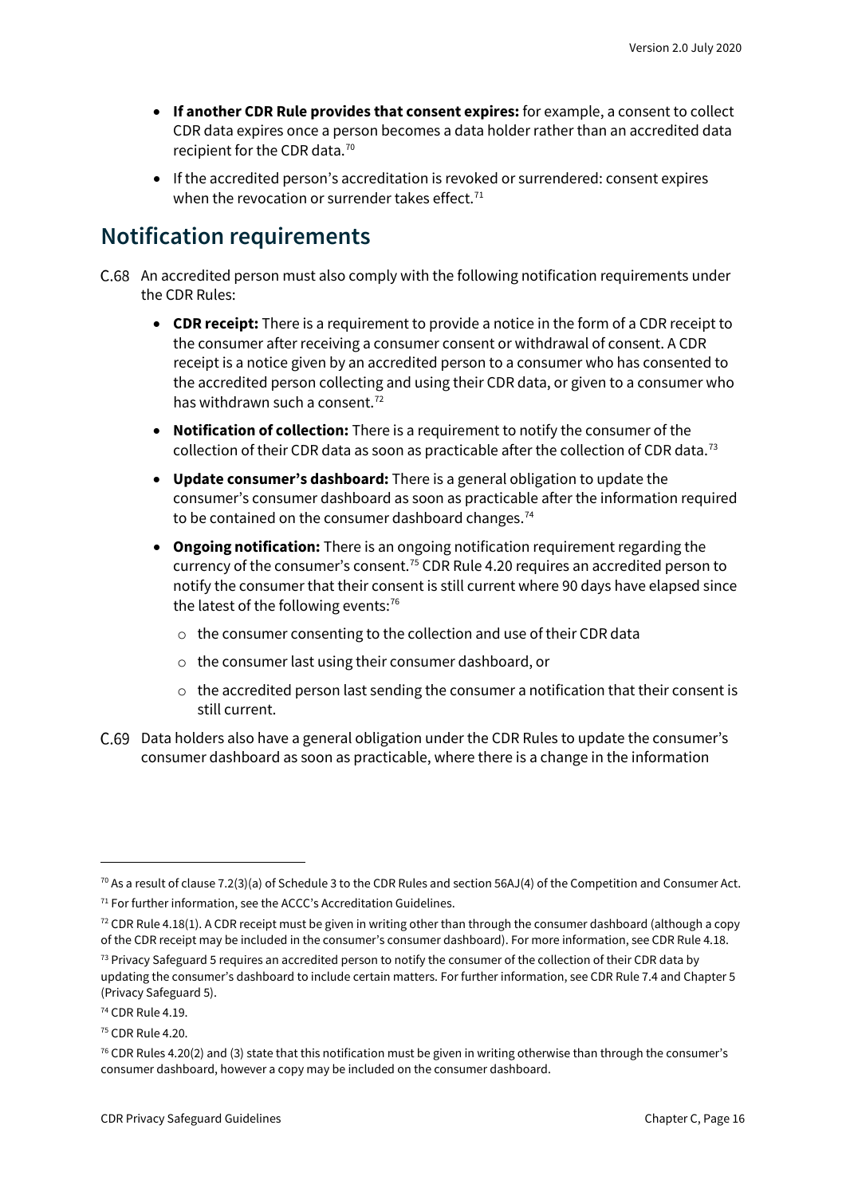- **If another CDR Rule provides that consent expires:** for example, a consent to collect CDR data expires once a person becomes a data holder rather than an accredited data recipient for the CDR data.[70]
- If the accredited person's accreditation is revoked or surrendered: consent expires when the revocation or surrender takes effect.[71]

## Notification requirements

C.68 An accredited person must also comply with the following notification requirements under the CDR Rules:

- **CDR receipt:** There is a requirement to provide a notice in the form of a CDR receipt to the consumer after receiving a consumer consent or withdrawal of consent. A CDR receipt is a notice given by an accredited person to a consumer who has consented to the accredited person collecting and using their CDR data, or given to a consumer who has withdrawn such a consent.[72]
- **Notification of collection:** There is a requirement to notify the consumer of the collection of their CDR data as soon as practicable after the collection of CDR data.[73]
- **Update consumer's dashboard:** There is a general obligation to update the consumer's consumer dashboard as soon as practicable after the information required to be contained on the consumer dashboard changes.[74]
- **Ongoing notification:** There is an ongoing notification requirement regarding the currency of the consumer's consent.[75] CDR Rule 4.20 requires an accredited person to notify the consumer that their consent is still current where 90 days have elapsed since the latest of the following events:[76]
  - the consumer consenting to the collection and use of their CDR data
  - the consumer last using their consumer dashboard, or
  - the accredited person last sending the consumer a notification that their consent is still current.

C.69 Data holders also have a general obligation under the CDR Rules to update the consumer's consumer dashboard as soon as practicable, where there is a change in the information

---

[70] As a result of clause 7.2(3)(a) of Schedule 3 to the CDR Rules and section 56AJ(4) of the Competition and Consumer Act.

[71] For further information, see the ACCC's Accreditation Guidelines.

[72] CDR Rule 4.18(1). A CDR receipt must be given in writing other than through the consumer dashboard (although a copy of the CDR receipt may be included in the consumer's consumer dashboard). For more information, see CDR Rule 4.18.

[73] Privacy Safeguard 5 requires an accredited person to notify the consumer of the collection of their CDR data by updating the consumer's dashboard to include certain matters. For further information, see CDR Rule 7.4 and Chapter 5 (Privacy Safeguard 5).

[74] CDR Rule 4.19.

[75] CDR Rule 4.20.

[76] CDR Rules 4.20(2) and (3) state that this notification must be given in writing otherwise than through the consumer's consumer dashboard, however a copy may be included on the consumer dashboard.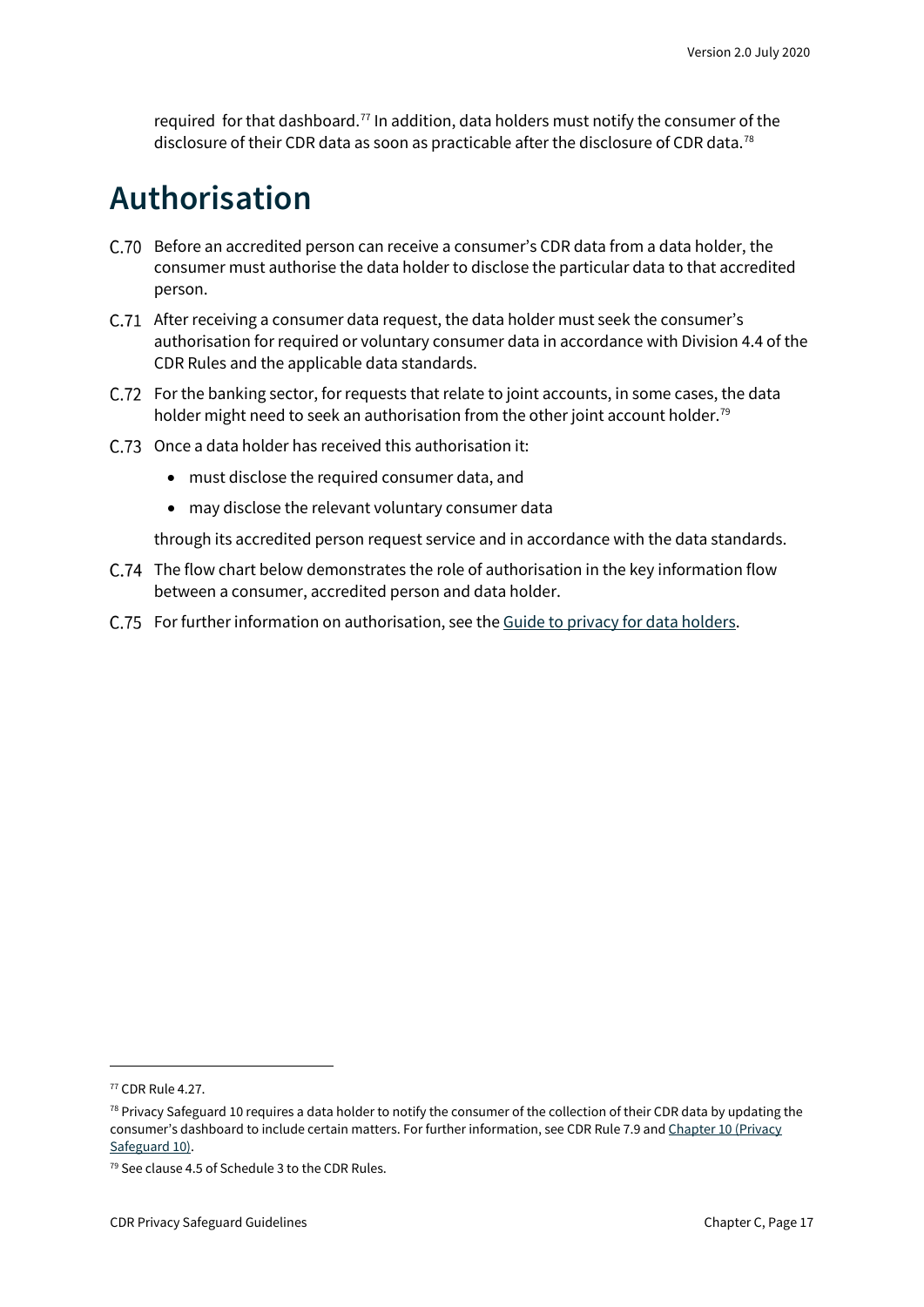required for that dashboard.[77] In addition, data holders must notify the consumer of the disclosure of their CDR data as soon as practicable after the disclosure of CDR data.[78]

# Authorisation

C.70 Before an accredited person can receive a consumer's CDR data from a data holder, the consumer must authorise the data holder to disclose the particular data to that accredited person.

C.71 After receiving a consumer data request, the data holder must seek the consumer's authorisation for required or voluntary consumer data in accordance with Division 4.4 of the CDR Rules and the applicable data standards.

C.72 For the banking sector, for requests that relate to joint accounts, in some cases, the data holder might need to seek an authorisation from the other joint account holder.[79]

C.73 Once a data holder has received this authorisation it:

- must disclose the required consumer data, and
- may disclose the relevant voluntary consumer data

through its accredited person request service and in accordance with the data standards.

C.74 The flow chart below demonstrates the role of authorisation in the key information flow between a consumer, accredited person and data holder.

C.75 For further information on authorisation, see the [Guide to privacy for data holders](Guide to privacy for data holders).

---

[77] CDR Rule 4.27.

[78] Privacy Safeguard 10 requires a data holder to notify the consumer of the collection of their CDR data by updating the consumer's dashboard to include certain matters. For further information, see CDR Rule 7.9 and [Chapter 10 (Privacy Safeguard 10)](Chapter 10 (Privacy Safeguard 10)).

[79] See clause 4.5 of Schedule 3 to the CDR Rules.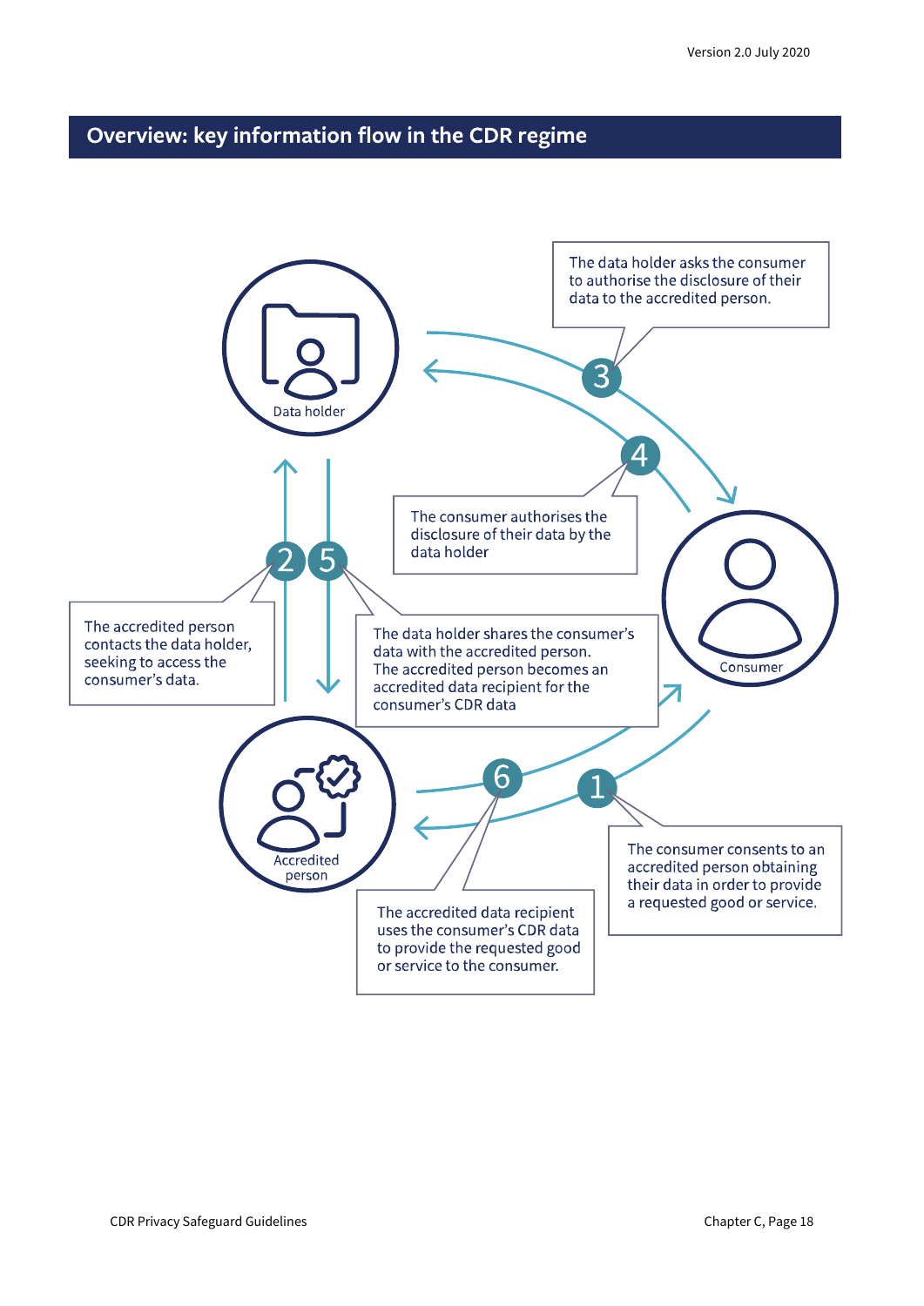# Overview: key information flow in the CDR regime

Data holder

Consumer

Accredited person

1 The consumer consents to an accredited person obtaining their data in order to provide a requested good or service.

2 The accredited person contacts the data holder, seeking to access the consumer's data.

3 The data holder asks the consumer to authorise the disclosure of their data to the accredited person.

4 The consumer authorises the disclosure of their data by the data holder

5 The data holder shares the consumer's data with the accredited person. The accredited person becomes an accredited data recipient for the consumer's CDR data

6 The accredited data recipient uses the consumer's CDR data to provide the requested good or service to the consumer.